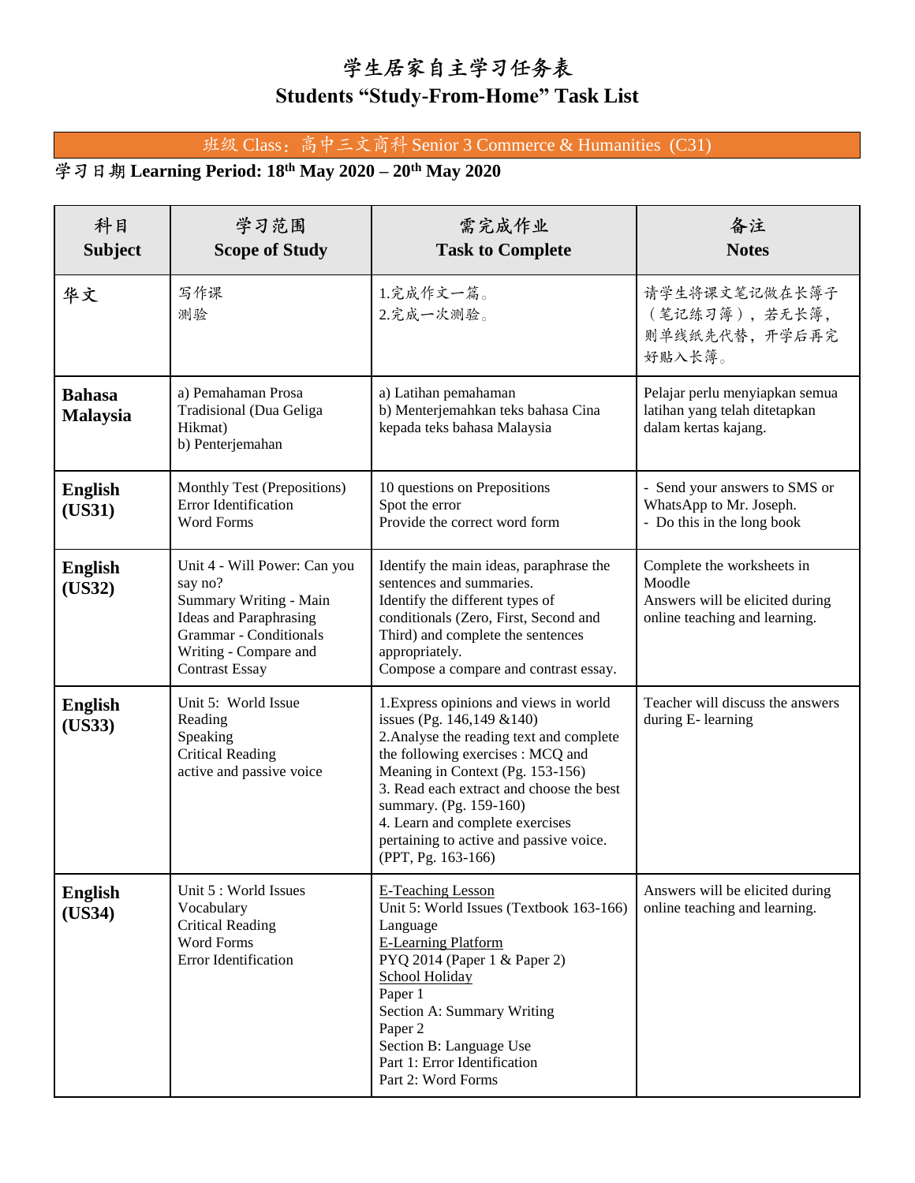# 学生居家自主学习任务表
# Students "Study-From-Home" Task List

**班级 Class：高中三文商科 Senior 3 Commerce & Humanities (C31)**

**学习日期 Learning Period: 18th May 2020 – 20th May 2020**

| 科目<br>**Subject** | 学习范围<br>**Scope of Study** | 需完成作业<br>**Task to Complete** | 备注<br>**Notes** |
|---|---|---|---|
| **华文** | 写作课<br>测验 | 1.完成作文一篇。<br>2.完成一次测验。 | 请学生将课文笔记做在长簿子（笔记练习簿），若无长簿，则单线纸先代替，开学后再完好贴入长簿。 |
| **Bahasa Malaysia** | a) Pemahaman Prosa Tradisional (Dua Geliga Hikmat)<br>b) Penterjemahan | a) Latihan pemahaman<br>b) Menterjemahkan teks bahasa Cina kepada teks bahasa Malaysia | Pelajar perlu menyiapkan semua latihan yang telah ditetapkan dalam kertas kajang. |
| **English (US31)** | Monthly Test (Prepositions)<br>Error Identification<br>Word Forms | 10 questions on Prepositions<br>Spot the error<br>Provide the correct word form | - Send your answers to SMS or WhatsApp to Mr. Joseph.<br>- Do this in the long book |
| **English (US32)** | Unit 4 - Will Power: Can you say no?<br>Summary Writing - Main Ideas and Paraphrasing<br>Grammar - Conditionals<br>Writing - Compare and Contrast Essay | Identify the main ideas, paraphrase the sentences and summaries.<br>Identify the different types of conditionals (Zero, First, Second and Third) and complete the sentences appropriately.<br>Compose a compare and contrast essay. | Complete the worksheets in Moodle<br>Answers will be elicited during online teaching and learning. |
| **English (US33)** | Unit 5: World Issue<br>Reading<br>Speaking<br>Critical Reading<br>active and passive voice | 1.Express opinions and views in world issues (Pg. 146,149 &140)<br>2.Analyse the reading text and complete the following exercises : MCQ and Meaning in Context (Pg. 153-156)<br>3. Read each extract and choose the best summary. (Pg. 159-160)<br>4. Learn and complete exercises pertaining to active and passive voice. (PPT, Pg. 163-166) | Teacher will discuss the answers during E- learning |
| **English (US34)** | Unit 5 : World Issues<br>Vocabulary<br>Critical Reading<br>Word Forms<br>Error Identification | E-Teaching Lesson<br>Unit 5: World Issues (Textbook 163-166)<br>Language<br>E-Learning Platform<br>PYQ 2014 (Paper 1 & Paper 2)<br>School Holiday<br>Paper 1<br>Section A: Summary Writing<br>Paper 2<br>Section B: Language Use<br>Part 1: Error Identification<br>Part 2: Word Forms | Answers will be elicited during online teaching and learning. |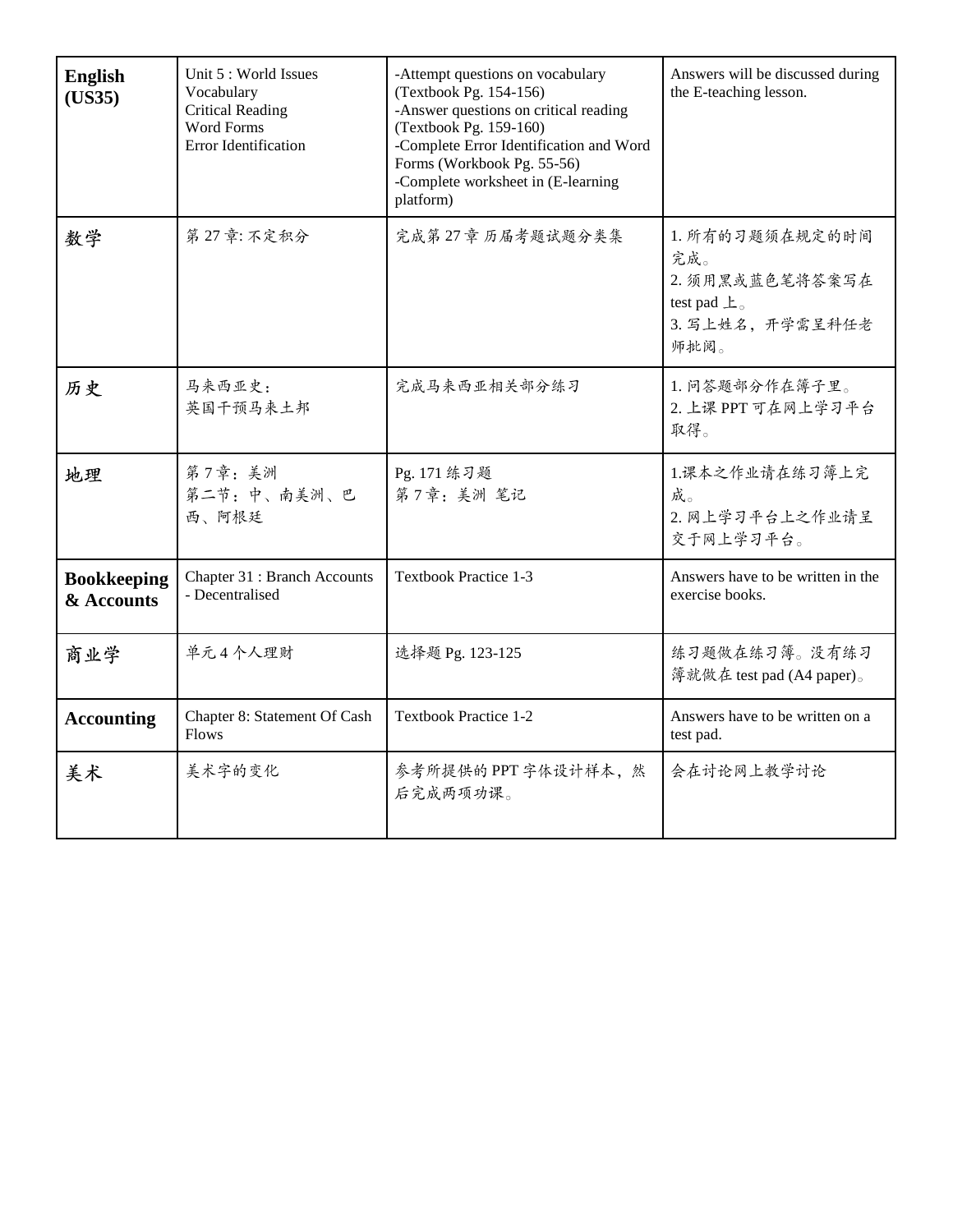| | | | |
|---|---|---|---|
| **English (US35)** | Unit 5 : World Issues<br>Vocabulary<br>Critical Reading<br>Word Forms<br>Error Identification | -Attempt questions on vocabulary (Textbook Pg. 154-156)<br>-Answer questions on critical reading (Textbook Pg. 159-160)<br>-Complete Error Identification and Word Forms (Workbook Pg. 55-56)<br>-Complete worksheet in (E-learning platform) | Answers will be discussed during the E-teaching lesson. |
| **数学** | 第 27 章: 不定积分 | 完成第 27 章 历届考题试题分类集 | 1. 所有的习题须在规定的时间完成。<br>2. 须用黑或蓝色笔将答案写在 test pad 上。<br>3. 写上姓名，开学需呈科任老师批阅。 |
| **历史** | 马来西亚史：<br>英国干预马来土邦 | 完成马来西亚相关部分练习 | 1. 问答题部分作在簿子里。<br>2. 上课 PPT 可在网上学习平台取得。 |
| **地理** | 第 7 章：美洲<br>第二节：中、南美洲、巴西、阿根廷 | Pg. 171 练习题<br>第 7 章：美洲 笔记 | 1.课本之作业请在练习簿上完成。<br>2. 网上学习平台上之作业请呈交于网上学习平台。 |
| **Bookkeeping & Accounts** | Chapter 31 : Branch Accounts - Decentralised | Textbook Practice 1-3 | Answers have to be written in the exercise books. |
| **商业学** | 单元 4 个人理财 | 选择题 Pg. 123-125 | 练习题做在练习簿。没有练习簿就做在 test pad (A4 paper)。 |
| **Accounting** | Chapter 8: Statement Of Cash Flows | Textbook Practice 1-2 | Answers have to be written on a test pad. |
| **美术** | 美术字的变化 | 参考所提供的 PPT 字体设计样本，然后完成两项功课。 | 会在讨论网上教学讨论 |